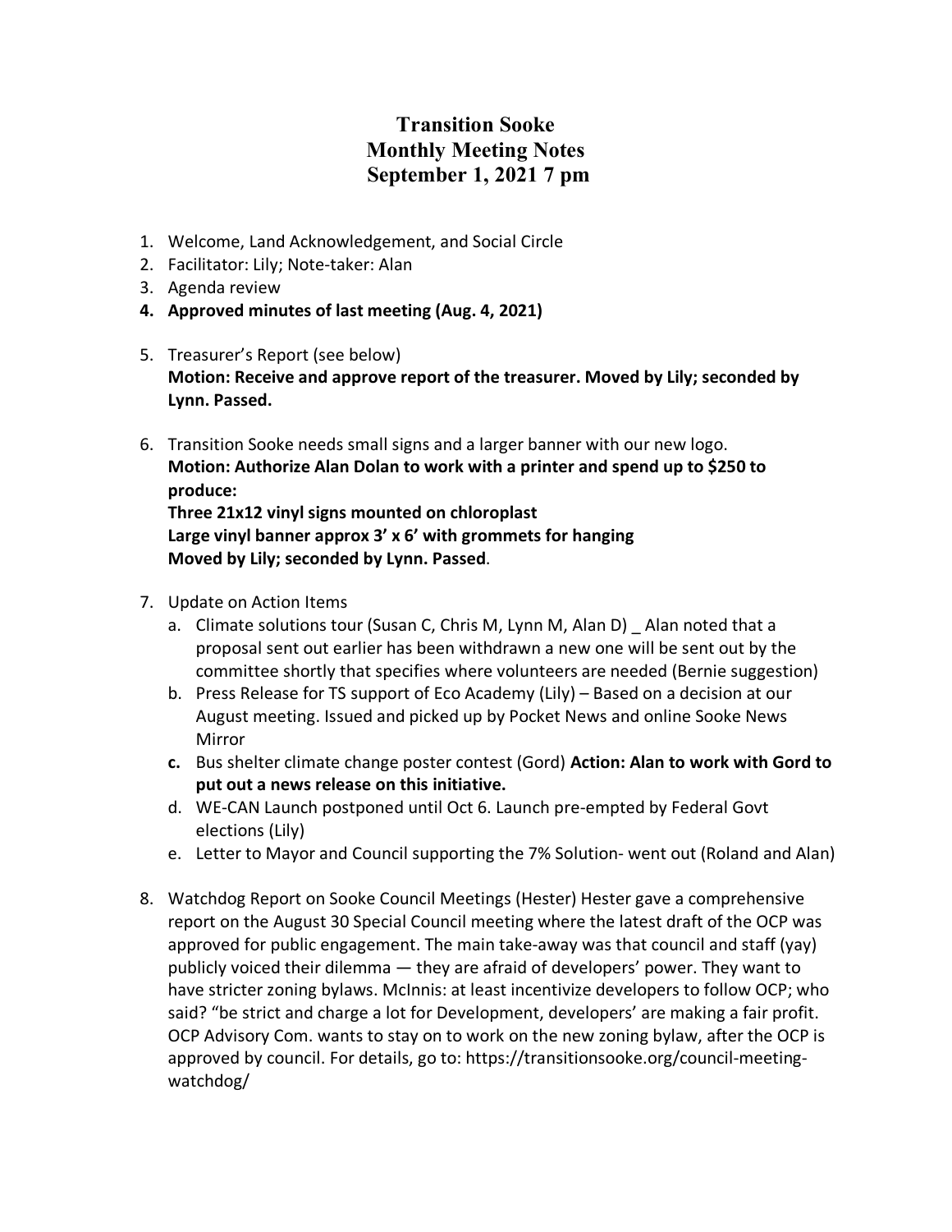# Transition Sooke
# Monthly Meeting Notes
# September 1, 2021 7 pm

1. Welcome, Land Acknowledgement, and Social Circle
2. Facilitator: Lily; Note-taker: Alan
3. Agenda review
4. **Approved minutes of last meeting (Aug. 4, 2021)**

5. Treasurer's Report (see below)
   **Motion: Receive and approve report of the treasurer. Moved by Lily; seconded by Lynn. Passed.**

6. Transition Sooke needs small signs and a larger banner with our new logo.
   **Motion: Authorize Alan Dolan to work with a printer and spend up to $250 to produce:**
   **Three 21x12 vinyl signs mounted on chloroplast**
   **Large vinyl banner approx 3' x 6' with grommets for hanging**
   **Moved by Lily; seconded by Lynn. Passed**.

7. Update on Action Items
   a. Climate solutions tour (Susan C, Chris M, Lynn M, Alan D) _ Alan noted that a proposal sent out earlier has been withdrawn a new one will be sent out by the committee shortly that specifies where volunteers are needed (Bernie suggestion)
   b. Press Release for TS support of Eco Academy (Lily) – Based on a decision at our August meeting. Issued and picked up by Pocket News and online Sooke News Mirror
   **c.** Bus shelter climate change poster contest (Gord) **Action: Alan to work with Gord to put out a news release on this initiative.**
   d. WE-CAN Launch postponed until Oct 6. Launch pre-empted by Federal Govt elections (Lily)
   e. Letter to Mayor and Council supporting the 7% Solution- went out (Roland and Alan)

8. Watchdog Report on Sooke Council Meetings (Hester) Hester gave a comprehensive report on the August 30 Special Council meeting where the latest draft of the OCP was approved for public engagement. The main take-away was that council and staff (yay) publicly voiced their dilemma — they are afraid of developers' power. They want to have stricter zoning bylaws. McInnis: at least incentivize developers to follow OCP; who said? "be strict and charge a lot for Development, developers' are making a fair profit. OCP Advisory Com. wants to stay on to work on the new zoning bylaw, after the OCP is approved by council. For details, go to: https://transitionsooke.org/council-meeting-watchdog/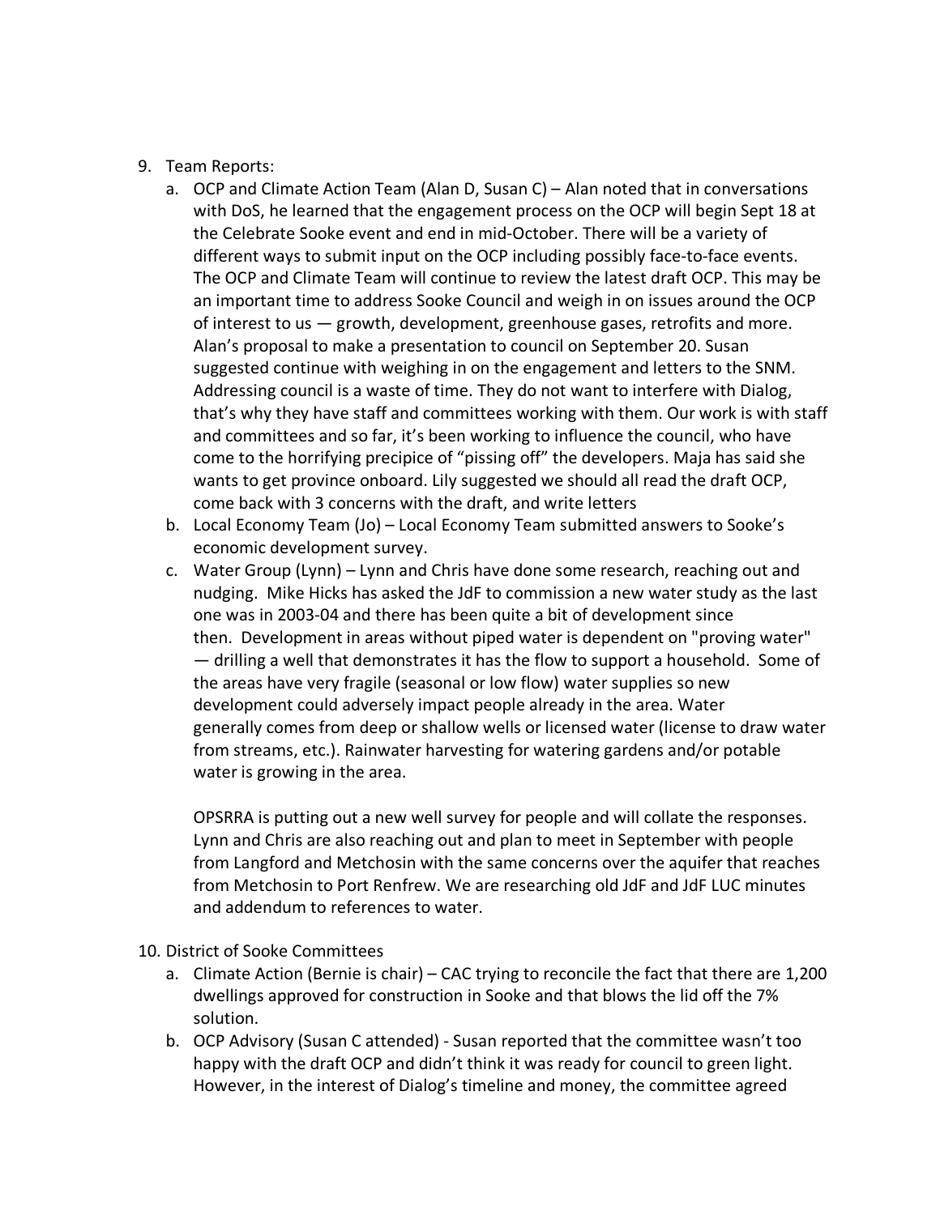9. Team Reports:
   a. OCP and Climate Action Team (Alan D, Susan C) – Alan noted that in conversations with DoS, he learned that the engagement process on the OCP will begin Sept 18 at the Celebrate Sooke event and end in mid-October. There will be a variety of different ways to submit input on the OCP including possibly face-to-face events. The OCP and Climate Team will continue to review the latest draft OCP. This may be an important time to address Sooke Council and weigh in on issues around the OCP of interest to us — growth, development, greenhouse gases, retrofits and more. Alan's proposal to make a presentation to council on September 20. Susan suggested continue with weighing in on the engagement and letters to the SNM. Addressing council is a waste of time. They do not want to interfere with Dialog, that's why they have staff and committees working with them. Our work is with staff and committees and so far, it's been working to influence the council, who have come to the horrifying precipice of "pissing off" the developers. Maja has said she wants to get province onboard. Lily suggested we should all read the draft OCP, come back with 3 concerns with the draft, and write letters
   b. Local Economy Team (Jo) – Local Economy Team submitted answers to Sooke's economic development survey.
   c. Water Group (Lynn) – Lynn and Chris have done some research, reaching out and nudging. Mike Hicks has asked the JdF to commission a new water study as the last one was in 2003-04 and there has been quite a bit of development since then. Development in areas without piped water is dependent on "proving water" — drilling a well that demonstrates it has the flow to support a household. Some of the areas have very fragile (seasonal or low flow) water supplies so new development could adversely impact people already in the area. Water generally comes from deep or shallow wells or licensed water (license to draw water from streams, etc.). Rainwater harvesting for watering gardens and/or potable water is growing in the area.

      OPSRRA is putting out a new well survey for people and will collate the responses. Lynn and Chris are also reaching out and plan to meet in September with people from Langford and Metchosin with the same concerns over the aquifer that reaches from Metchosin to Port Renfrew. We are researching old JdF and JdF LUC minutes and addendum to references to water.

10. District of Sooke Committees
    a. Climate Action (Bernie is chair) – CAC trying to reconcile the fact that there are 1,200 dwellings approved for construction in Sooke and that blows the lid off the 7% solution.
    b. OCP Advisory (Susan C attended) - Susan reported that the committee wasn't too happy with the draft OCP and didn't think it was ready for council to green light. However, in the interest of Dialog's timeline and money, the committee agreed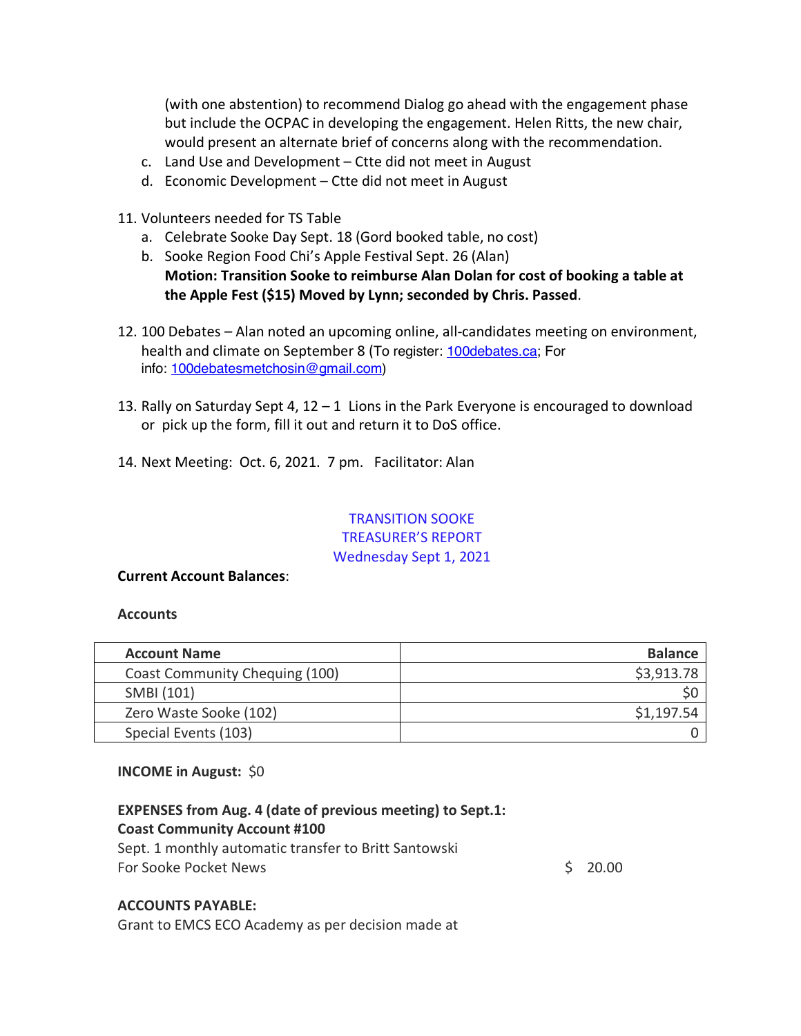(with one abstention) to recommend Dialog go ahead with the engagement phase but include the OCPAC in developing the engagement. Helen Ritts, the new chair, would present an alternate brief of concerns along with the recommendation.

c. Land Use and Development – Ctte did not meet in August
d. Economic Development – Ctte did not meet in August

11. Volunteers needed for TS Table
    a. Celebrate Sooke Day Sept. 18 (Gord booked table, no cost)
    b. Sooke Region Food Chi's Apple Festival Sept. 26 (Alan)
    **Motion: Transition Sooke to reimburse Alan Dolan for cost of booking a table at the Apple Fest ($15) Moved by Lynn; seconded by Chris. Passed**.

12. 100 Debates – Alan noted an upcoming online, all-candidates meeting on environment, health and climate on September 8 (To register: 100debates.ca; For info: 100debatesmetchosin@gmail.com)

13. Rally on Saturday Sept 4, 12 – 1 Lions in the Park Everyone is encouraged to download or pick up the form, fill it out and return it to DoS office.

14. Next Meeting: Oct. 6, 2021. 7 pm. Facilitator: Alan

## TRANSITION SOOKE
## TREASURER'S REPORT
## Wednesday Sept 1, 2021

**Current Account Balances**:

**Accounts**

| Account Name | Balance |
|---|---|
| Coast Community Chequing (100) | $3,913.78 |
| SMBI (101) | $0 |
| Zero Waste Sooke (102) | $1,197.54 |
| Special Events (103) | 0 |

**INCOME in August:** $0

**EXPENSES from Aug. 4 (date of previous meeting) to Sept.1:**
**Coast Community Account #100**
Sept. 1 monthly automatic transfer to Britt Santowski
For Sooke Pocket News $ 20.00

**ACCOUNTS PAYABLE:**
Grant to EMCS ECO Academy as per decision made at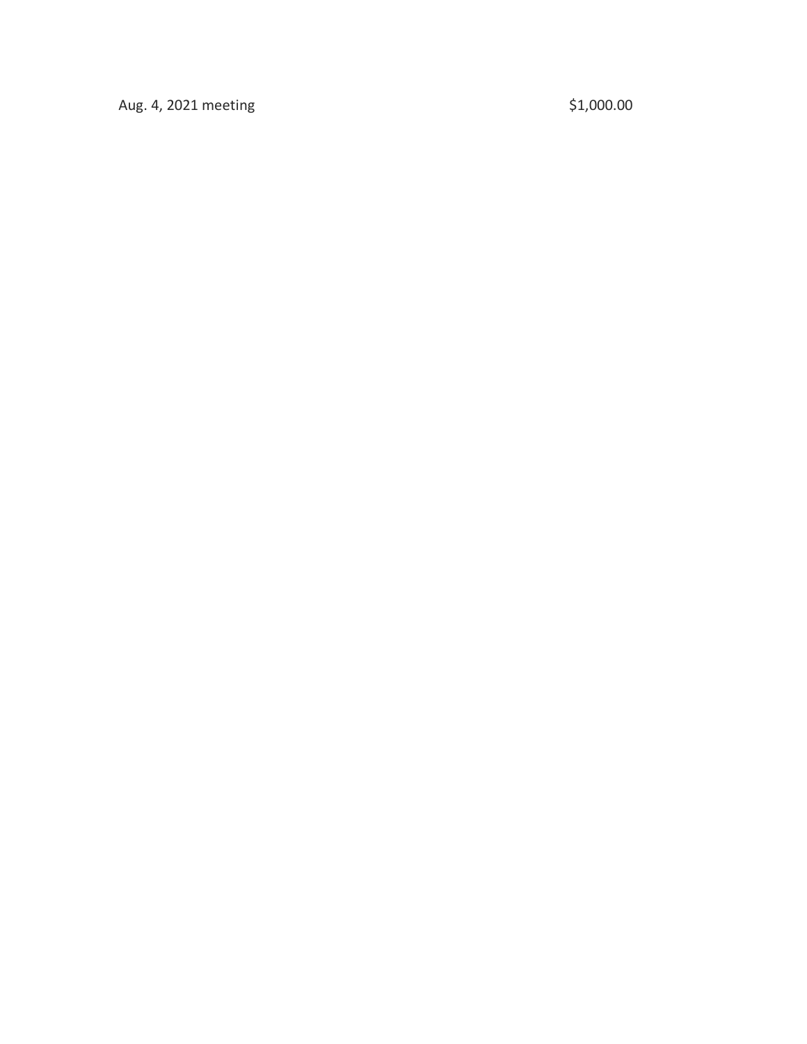| | |
|---|---|
| Aug. 4, 2021 meeting | $1,000.00 |